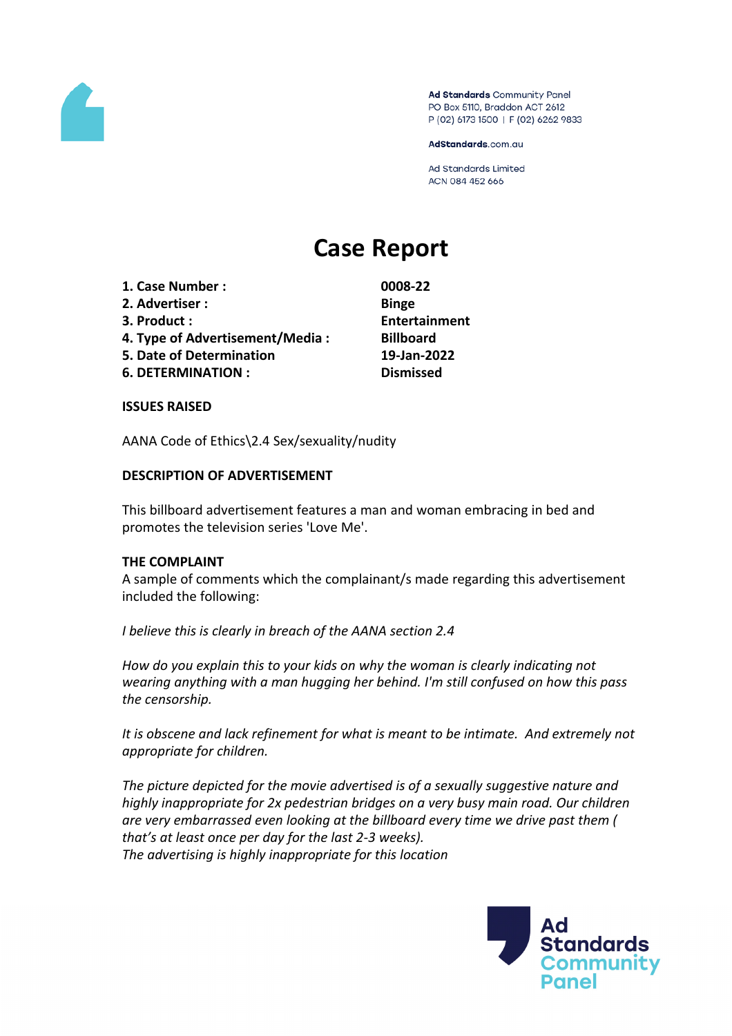Ad Standards Community Panel
PO Box 5110, Braddon ACT 2612
P (02) 6173 1500 | F (02) 6262 9833

AdStandards.com.au

Ad Standards Limited
ACN 084 452 666

# Case Report

| | |
|---|---|
| **1. Case Number :** | **0008-22** |
| **2. Advertiser :** | **Binge** |
| **3. Product :** | **Entertainment** |
| **4. Type of Advertisement/Media :** | **Billboard** |
| **5. Date of Determination** | **19-Jan-2022** |
| **6. DETERMINATION :** | **Dismissed** |

**ISSUES RAISED**

AANA Code of Ethics\2.4 Sex/sexuality/nudity

**DESCRIPTION OF ADVERTISEMENT**

This billboard advertisement features a man and woman embracing in bed and promotes the television series 'Love Me'.

**THE COMPLAINT**

A sample of comments which the complainant/s made regarding this advertisement included the following:

*I believe this is clearly in breach of the AANA section 2.4*

*How do you explain this to your kids on why the woman is clearly indicating not wearing anything with a man hugging her behind. I'm still confused on how this pass the censorship.*

*It is obscene and lack refinement for what is meant to be intimate. And extremely not appropriate for children.*

*The picture depicted for the movie advertised is of a sexually suggestive nature and highly inappropriate for 2x pedestrian bridges on a very busy main road. Our children are very embarrassed even looking at the billboard every time we drive past them ( that's at least once per day for the last 2-3 weeks).*
*The advertising is highly inappropriate for this location*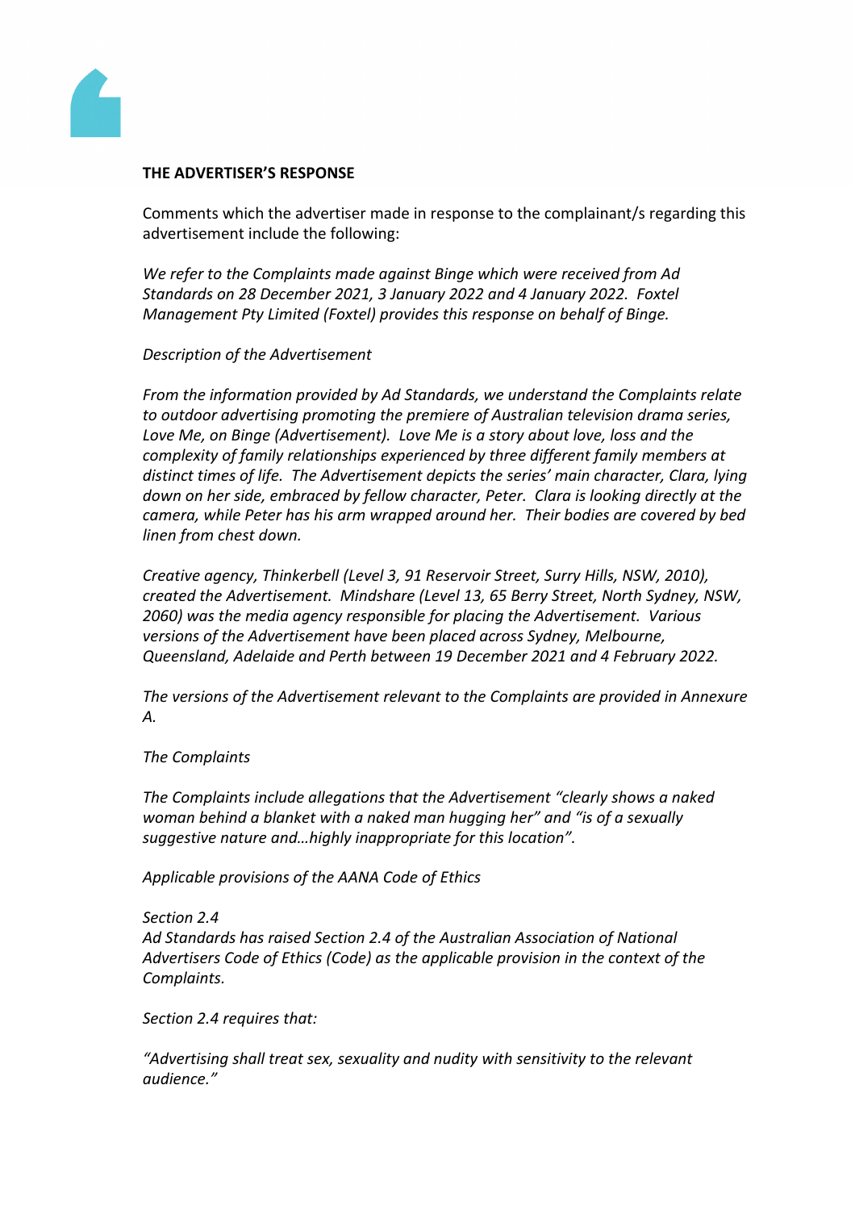**THE ADVERTISER'S RESPONSE**

Comments which the advertiser made in response to the complainant/s regarding this advertisement include the following:

*We refer to the Complaints made against Binge which were received from Ad Standards on 28 December 2021, 3 January 2022 and 4 January 2022. Foxtel Management Pty Limited (Foxtel) provides this response on behalf of Binge.*

*Description of the Advertisement*

*From the information provided by Ad Standards, we understand the Complaints relate to outdoor advertising promoting the premiere of Australian television drama series, Love Me, on Binge (Advertisement). Love Me is a story about love, loss and the complexity of family relationships experienced by three different family members at distinct times of life. The Advertisement depicts the series' main character, Clara, lying down on her side, embraced by fellow character, Peter. Clara is looking directly at the camera, while Peter has his arm wrapped around her. Their bodies are covered by bed linen from chest down.*

*Creative agency, Thinkerbell (Level 3, 91 Reservoir Street, Surry Hills, NSW, 2010), created the Advertisement. Mindshare (Level 13, 65 Berry Street, North Sydney, NSW, 2060) was the media agency responsible for placing the Advertisement. Various versions of the Advertisement have been placed across Sydney, Melbourne, Queensland, Adelaide and Perth between 19 December 2021 and 4 February 2022.*

*The versions of the Advertisement relevant to the Complaints are provided in Annexure A.*

*The Complaints*

*The Complaints include allegations that the Advertisement "clearly shows a naked woman behind a blanket with a naked man hugging her" and "is of a sexually suggestive nature and…highly inappropriate for this location".*

*Applicable provisions of the AANA Code of Ethics*

*Section 2.4*
*Ad Standards has raised Section 2.4 of the Australian Association of National Advertisers Code of Ethics (Code) as the applicable provision in the context of the Complaints.*

*Section 2.4 requires that:*

*"Advertising shall treat sex, sexuality and nudity with sensitivity to the relevant audience."*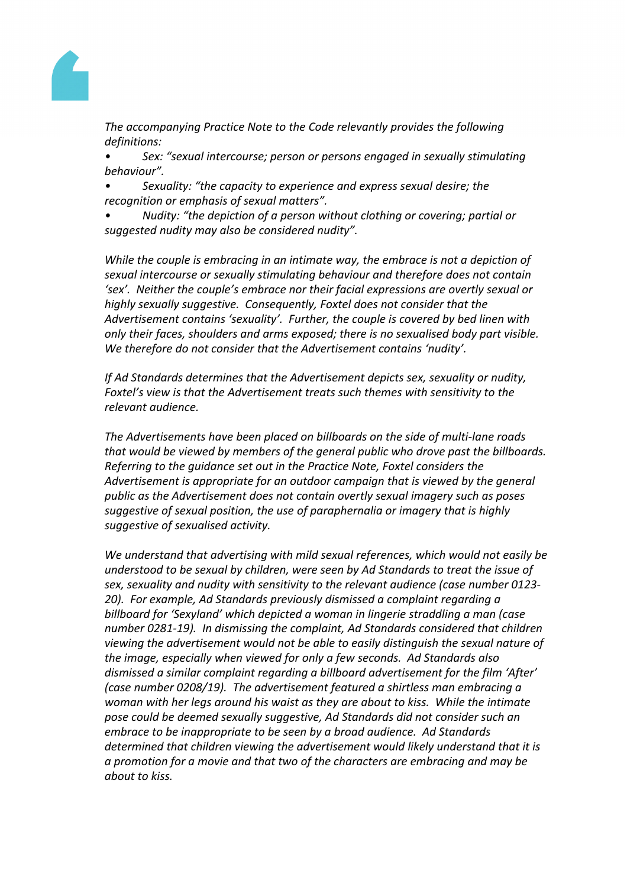*The accompanying Practice Note to the Code relevantly provides the following definitions:*

- *Sex: "sexual intercourse; person or persons engaged in sexually stimulating behaviour".*
- *Sexuality: "the capacity to experience and express sexual desire; the recognition or emphasis of sexual matters".*
- *Nudity: "the depiction of a person without clothing or covering; partial or suggested nudity may also be considered nudity".*

*While the couple is embracing in an intimate way, the embrace is not a depiction of sexual intercourse or sexually stimulating behaviour and therefore does not contain 'sex'. Neither the couple's embrace nor their facial expressions are overtly sexual or highly sexually suggestive. Consequently, Foxtel does not consider that the Advertisement contains 'sexuality'. Further, the couple is covered by bed linen with only their faces, shoulders and arms exposed; there is no sexualised body part visible. We therefore do not consider that the Advertisement contains 'nudity'.*

*If Ad Standards determines that the Advertisement depicts sex, sexuality or nudity, Foxtel's view is that the Advertisement treats such themes with sensitivity to the relevant audience.*

*The Advertisements have been placed on billboards on the side of multi-lane roads that would be viewed by members of the general public who drove past the billboards. Referring to the guidance set out in the Practice Note, Foxtel considers the Advertisement is appropriate for an outdoor campaign that is viewed by the general public as the Advertisement does not contain overtly sexual imagery such as poses suggestive of sexual position, the use of paraphernalia or imagery that is highly suggestive of sexualised activity.*

*We understand that advertising with mild sexual references, which would not easily be understood to be sexual by children, were seen by Ad Standards to treat the issue of sex, sexuality and nudity with sensitivity to the relevant audience (case number 0123-20). For example, Ad Standards previously dismissed a complaint regarding a billboard for 'Sexyland' which depicted a woman in lingerie straddling a man (case number 0281-19). In dismissing the complaint, Ad Standards considered that children viewing the advertisement would not be able to easily distinguish the sexual nature of the image, especially when viewed for only a few seconds. Ad Standards also dismissed a similar complaint regarding a billboard advertisement for the film 'After' (case number 0208/19). The advertisement featured a shirtless man embracing a woman with her legs around his waist as they are about to kiss. While the intimate pose could be deemed sexually suggestive, Ad Standards did not consider such an embrace to be inappropriate to be seen by a broad audience. Ad Standards determined that children viewing the advertisement would likely understand that it is a promotion for a movie and that two of the characters are embracing and may be about to kiss.*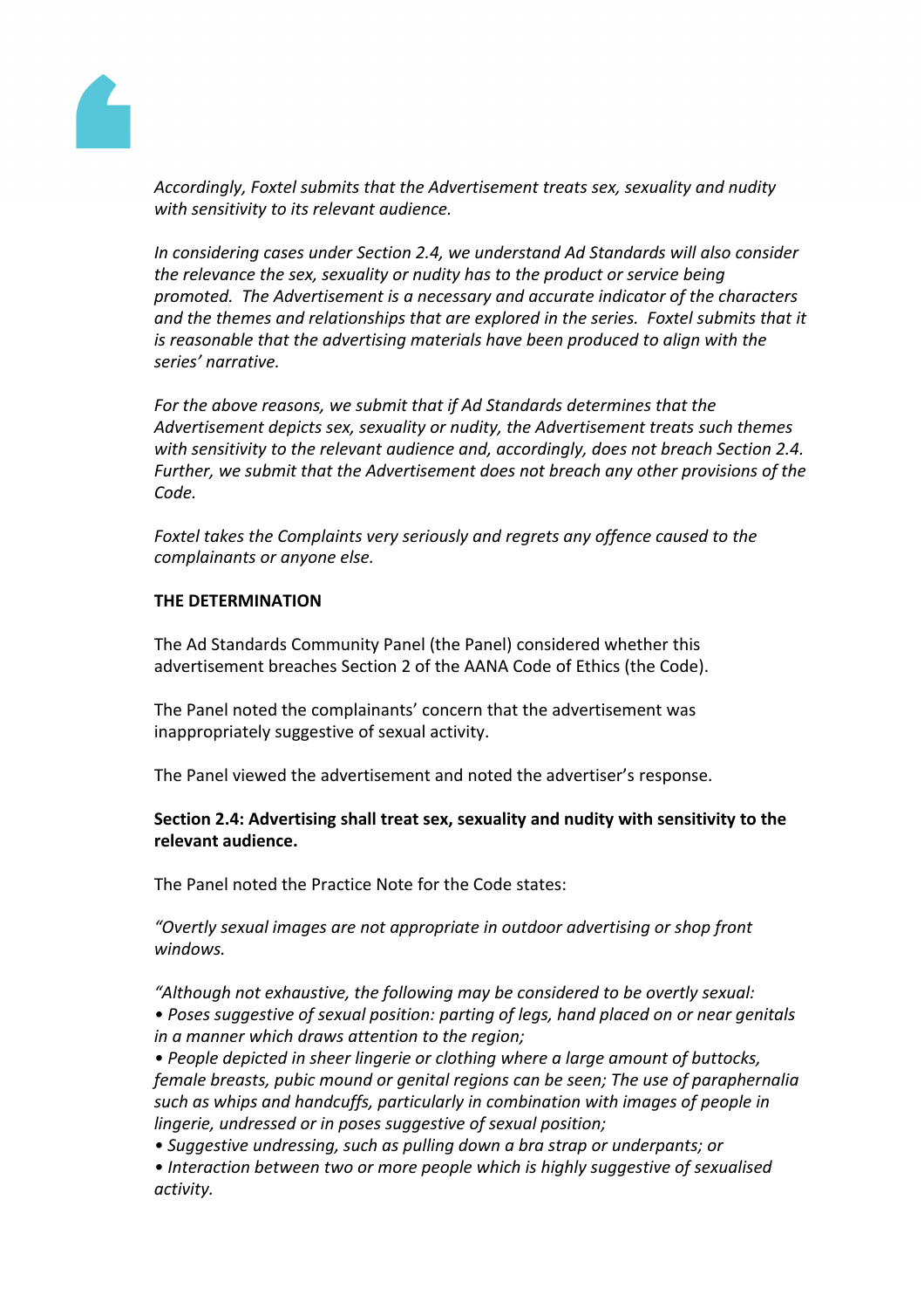*Accordingly, Foxtel submits that the Advertisement treats sex, sexuality and nudity with sensitivity to its relevant audience.*

*In considering cases under Section 2.4, we understand Ad Standards will also consider the relevance the sex, sexuality or nudity has to the product or service being promoted. The Advertisement is a necessary and accurate indicator of the characters and the themes and relationships that are explored in the series. Foxtel submits that it is reasonable that the advertising materials have been produced to align with the series' narrative.*

*For the above reasons, we submit that if Ad Standards determines that the Advertisement depicts sex, sexuality or nudity, the Advertisement treats such themes with sensitivity to the relevant audience and, accordingly, does not breach Section 2.4. Further, we submit that the Advertisement does not breach any other provisions of the Code.*

*Foxtel takes the Complaints very seriously and regrets any offence caused to the complainants or anyone else.*

**THE DETERMINATION**

The Ad Standards Community Panel (the Panel) considered whether this advertisement breaches Section 2 of the AANA Code of Ethics (the Code).

The Panel noted the complainants' concern that the advertisement was inappropriately suggestive of sexual activity.

The Panel viewed the advertisement and noted the advertiser's response.

**Section 2.4: Advertising shall treat sex, sexuality and nudity with sensitivity to the relevant audience.**

The Panel noted the Practice Note for the Code states:

*"Overtly sexual images are not appropriate in outdoor advertising or shop front windows.*

*"Although not exhaustive, the following may be considered to be overtly sexual:*
*• Poses suggestive of sexual position: parting of legs, hand placed on or near genitals in a manner which draws attention to the region;*
*• People depicted in sheer lingerie or clothing where a large amount of buttocks, female breasts, pubic mound or genital regions can be seen; The use of paraphernalia such as whips and handcuffs, particularly in combination with images of people in lingerie, undressed or in poses suggestive of sexual position;*
*• Suggestive undressing, such as pulling down a bra strap or underpants; or*
*• Interaction between two or more people which is highly suggestive of sexualised activity.*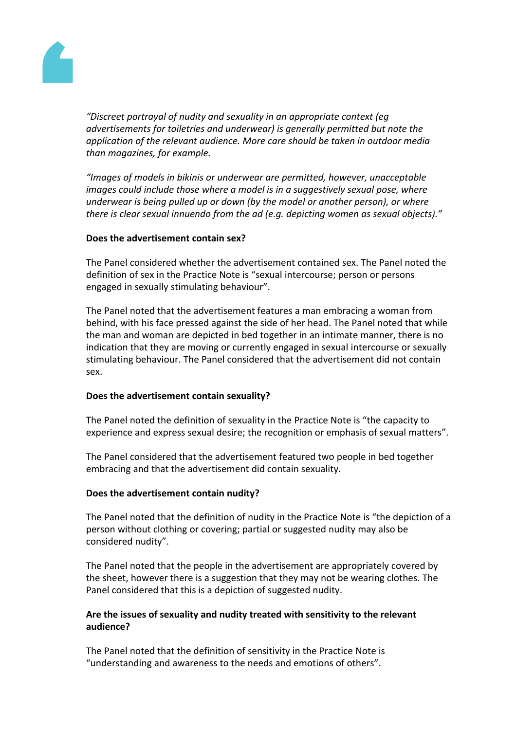*“Discreet portrayal of nudity and sexuality in an appropriate context (eg advertisements for toiletries and underwear) is generally permitted but note the application of the relevant audience. More care should be taken in outdoor media than magazines, for example.*

*“Images of models in bikinis or underwear are permitted, however, unacceptable images could include those where a model is in a suggestively sexual pose, where underwear is being pulled up or down (by the model or another person), or where there is clear sexual innuendo from the ad (e.g. depicting women as sexual objects).”*

**Does the advertisement contain sex?**

The Panel considered whether the advertisement contained sex. The Panel noted the definition of sex in the Practice Note is “sexual intercourse; person or persons engaged in sexually stimulating behaviour”.

The Panel noted that the advertisement features a man embracing a woman from behind, with his face pressed against the side of her head. The Panel noted that while the man and woman are depicted in bed together in an intimate manner, there is no indication that they are moving or currently engaged in sexual intercourse or sexually stimulating behaviour. The Panel considered that the advertisement did not contain sex.

**Does the advertisement contain sexuality?**

The Panel noted the definition of sexuality in the Practice Note is “the capacity to experience and express sexual desire; the recognition or emphasis of sexual matters”.

The Panel considered that the advertisement featured two people in bed together embracing and that the advertisement did contain sexuality.

**Does the advertisement contain nudity?**

The Panel noted that the definition of nudity in the Practice Note is “the depiction of a person without clothing or covering; partial or suggested nudity may also be considered nudity”.

The Panel noted that the people in the advertisement are appropriately covered by the sheet, however there is a suggestion that they may not be wearing clothes. The Panel considered that this is a depiction of suggested nudity.

**Are the issues of sexuality and nudity treated with sensitivity to the relevant audience?**

The Panel noted that the definition of sensitivity in the Practice Note is “understanding and awareness to the needs and emotions of others”.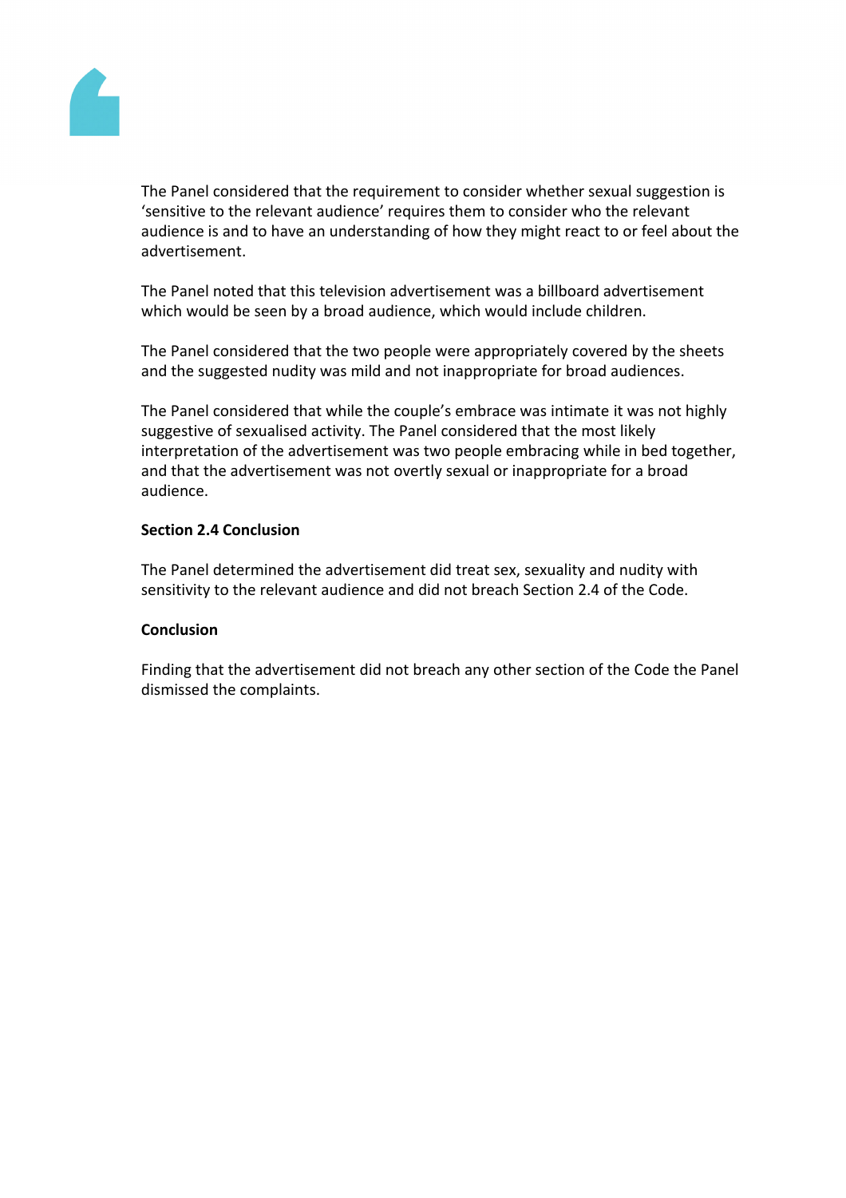The Panel considered that the requirement to consider whether sexual suggestion is 'sensitive to the relevant audience' requires them to consider who the relevant audience is and to have an understanding of how they might react to or feel about the advertisement.

The Panel noted that this television advertisement was a billboard advertisement which would be seen by a broad audience, which would include children.

The Panel considered that the two people were appropriately covered by the sheets and the suggested nudity was mild and not inappropriate for broad audiences.

The Panel considered that while the couple's embrace was intimate it was not highly suggestive of sexualised activity. The Panel considered that the most likely interpretation of the advertisement was two people embracing while in bed together, and that the advertisement was not overtly sexual or inappropriate for a broad audience.

**Section 2.4 Conclusion**

The Panel determined the advertisement did treat sex, sexuality and nudity with sensitivity to the relevant audience and did not breach Section 2.4 of the Code.

**Conclusion**

Finding that the advertisement did not breach any other section of the Code the Panel dismissed the complaints.